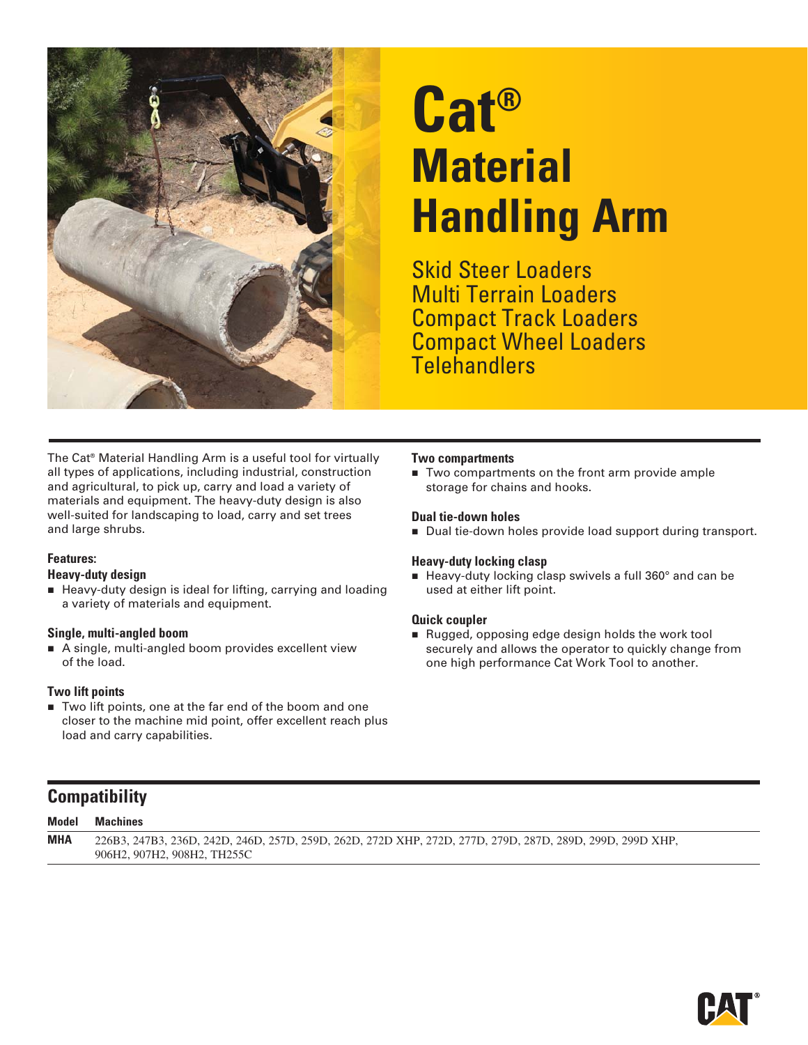# Cat® Material Handling Arm

## Skid Steer Loaders
## Multi Terrain Loaders
## Compact Track Loaders
## Compact Wheel Loaders
## Telehandlers

The Cat® Material Handling Arm is a useful tool for virtually all types of applications, including industrial, construction and agricultural, to pick up, carry and load a variety of materials and equipment. The heavy-duty design is also well-suited for landscaping to load, carry and set trees and large shrubs.

**Features:**

**Heavy-duty design**

- Heavy-duty design is ideal for lifting, carrying and loading a variety of materials and equipment.

**Single, multi-angled boom**

- A single, multi-angled boom provides excellent view of the load.

**Two lift points**

- Two lift points, one at the far end of the boom and one closer to the machine mid point, offer excellent reach plus load and carry capabilities.

**Two compartments**

- Two compartments on the front arm provide ample storage for chains and hooks.

**Dual tie-down holes**

- Dual tie-down holes provide load support during transport.

**Heavy-duty locking clasp**

- Heavy-duty locking clasp swivels a full 360° and can be used at either lift point.

**Quick coupler**

- Rugged, opposing edge design holds the work tool securely and allows the operator to quickly change from one high performance Cat Work Tool to another.

## Compatibility

| Model | Machines |
|---|---|
| MHA | 226B3, 247B3, 236D, 242D, 246D, 257D, 259D, 262D, 272D XHP, 272D, 277D, 279D, 287D, 289D, 299D, 299D XHP, 906H2, 907H2, 908H2, TH255C |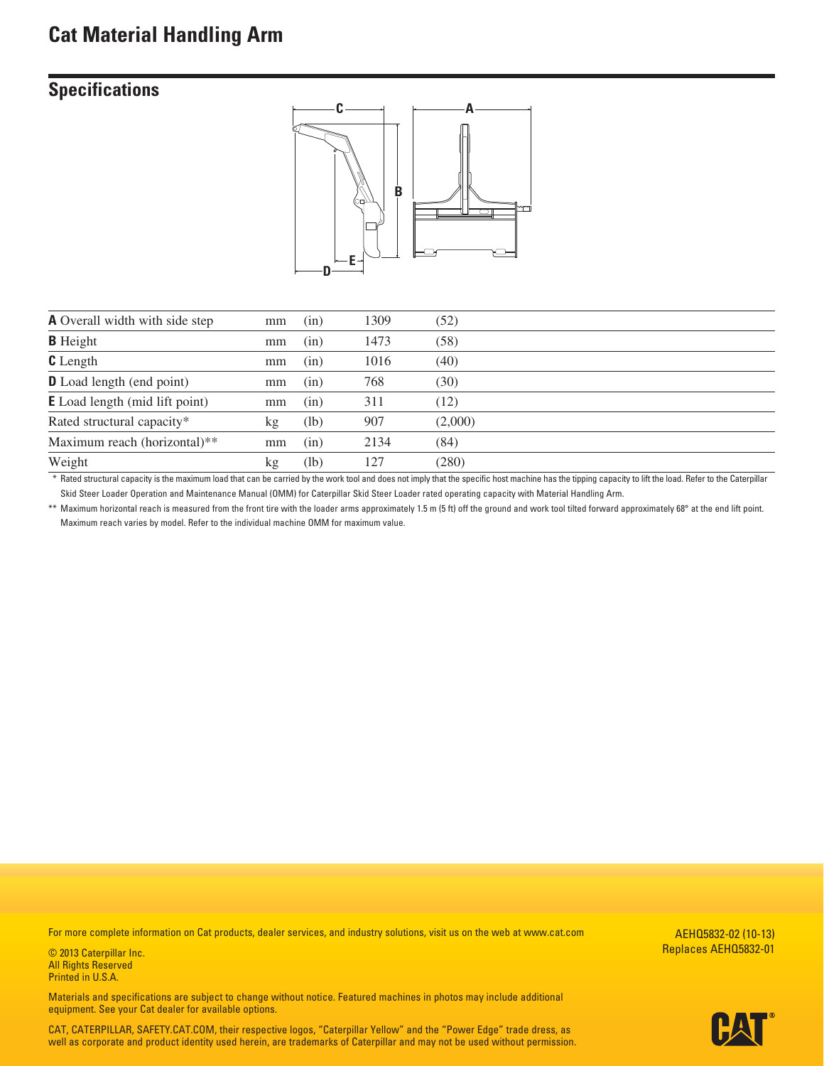# Cat Material Handling Arm

## Specifications

C
A
B
E
D

| | | | | |
|---|---|---|---|---|
| **A** Overall width with side step | mm | (in) | 1309 | (52) |
| **B** Height | mm | (in) | 1473 | (58) |
| **C** Length | mm | (in) | 1016 | (40) |
| **D** Load length (end point) | mm | (in) | 768 | (30) |
| **E** Load length (mid lift point) | mm | (in) | 311 | (12) |
| Rated structural capacity* | kg | (lb) | 907 | (2,000) |
| Maximum reach (horizontal)** | mm | (in) | 2134 | (84) |
| Weight | kg | (lb) | 127 | (280) |

* Rated structural capacity is the maximum load that can be carried by the work tool and does not imply that the specific host machine has the tipping capacity to lift the load. Refer to the Caterpillar Skid Steer Loader Operation and Maintenance Manual (OMM) for Caterpillar Skid Steer Loader rated operating capacity with Material Handling Arm.

** Maximum horizontal reach is measured from the front tire with the loader arms approximately 1.5 m (5 ft) off the ground and work tool tilted forward approximately 68° at the end lift point. Maximum reach varies by model. Refer to the individual machine OMM for maximum value.

For more complete information on Cat products, dealer services, and industry solutions, visit us on the web at www.cat.com

© 2013 Caterpillar Inc.
All Rights Reserved
Printed in U.S.A.

Materials and specifications are subject to change without notice. Featured machines in photos may include additional equipment. See your Cat dealer for available options.

CAT, CATERPILLAR, SAFETY.CAT.COM, their respective logos, "Caterpillar Yellow" and the "Power Edge" trade dress, as well as corporate and product identity used herein, are trademarks of Caterpillar and may not be used without permission.

AEHQ5832-02 (10-13)
Replaces AEHQ5832-01